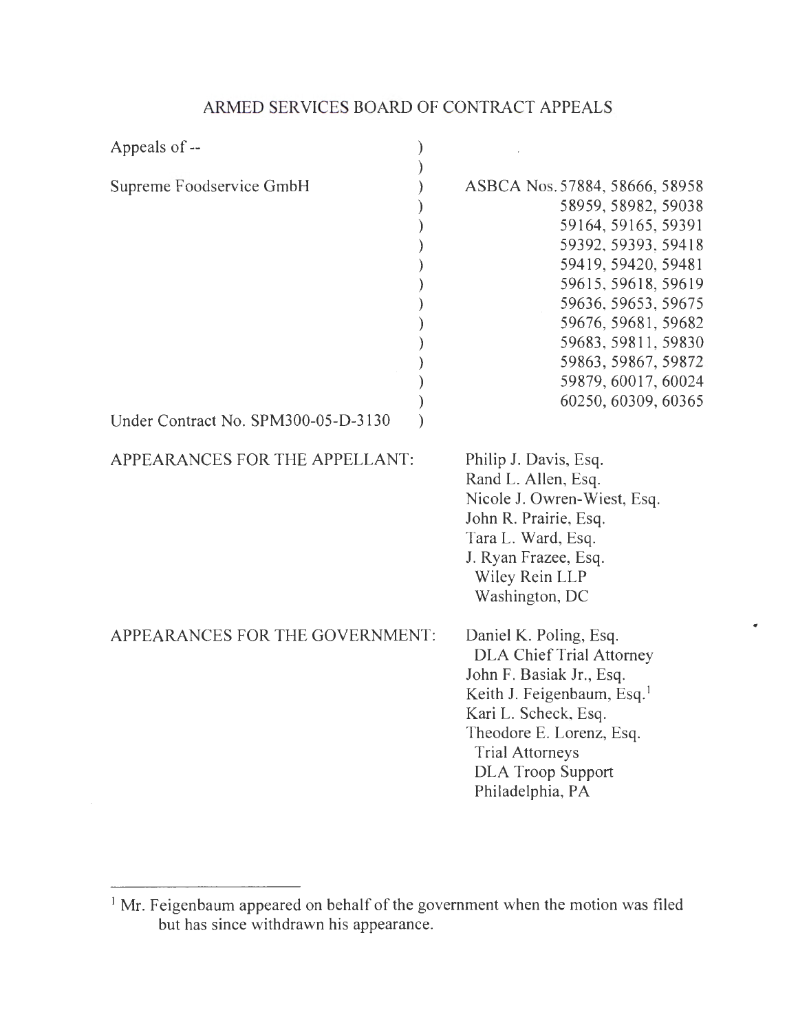# ARMED SERVICES BOARD OF CONTRACT APPEALS

| | |
|---|---|
| Appeals of -- | |
| | |
| Supreme Foodservice GmbH | ASBCA Nos. 57884, 58666, 58958 58959, 58982, 59038 59164, 59165, 59391 59392, 59393, 59418 59419, 59420, 59481 59615, 59618, 59619 59636, 59653, 59675 59676, 59681, 59682 59683, 59811, 59830 59863, 59867, 59872 59879, 60017, 60024 60250, 60309, 60365 |
| Under Contract No. SPM300-05-D-3130 | |

APPEARANCES FOR THE APPELLANT:

Philip J. Davis, Esq.
Rand L. Allen, Esq.
Nicole J. Owren-Wiest, Esq.
John R. Prairie, Esq.
Tara L. Ward, Esq.
J. Ryan Frazee, Esq.
Wiley Rein LLP
Washington, DC

APPEARANCES FOR THE GOVERNMENT:

Daniel K. Poling, Esq.
DLA Chief Trial Attorney
John F. Basiak Jr., Esq.
Keith J. Feigenbaum, Esq.[1]
Kari L. Scheck, Esq.
Theodore E. Lorenz, Esq.
Trial Attorneys
DLA Troop Support
Philadelphia, PA

---

[1] Mr. Feigenbaum appeared on behalf of the government when the motion was filed but has since withdrawn his appearance.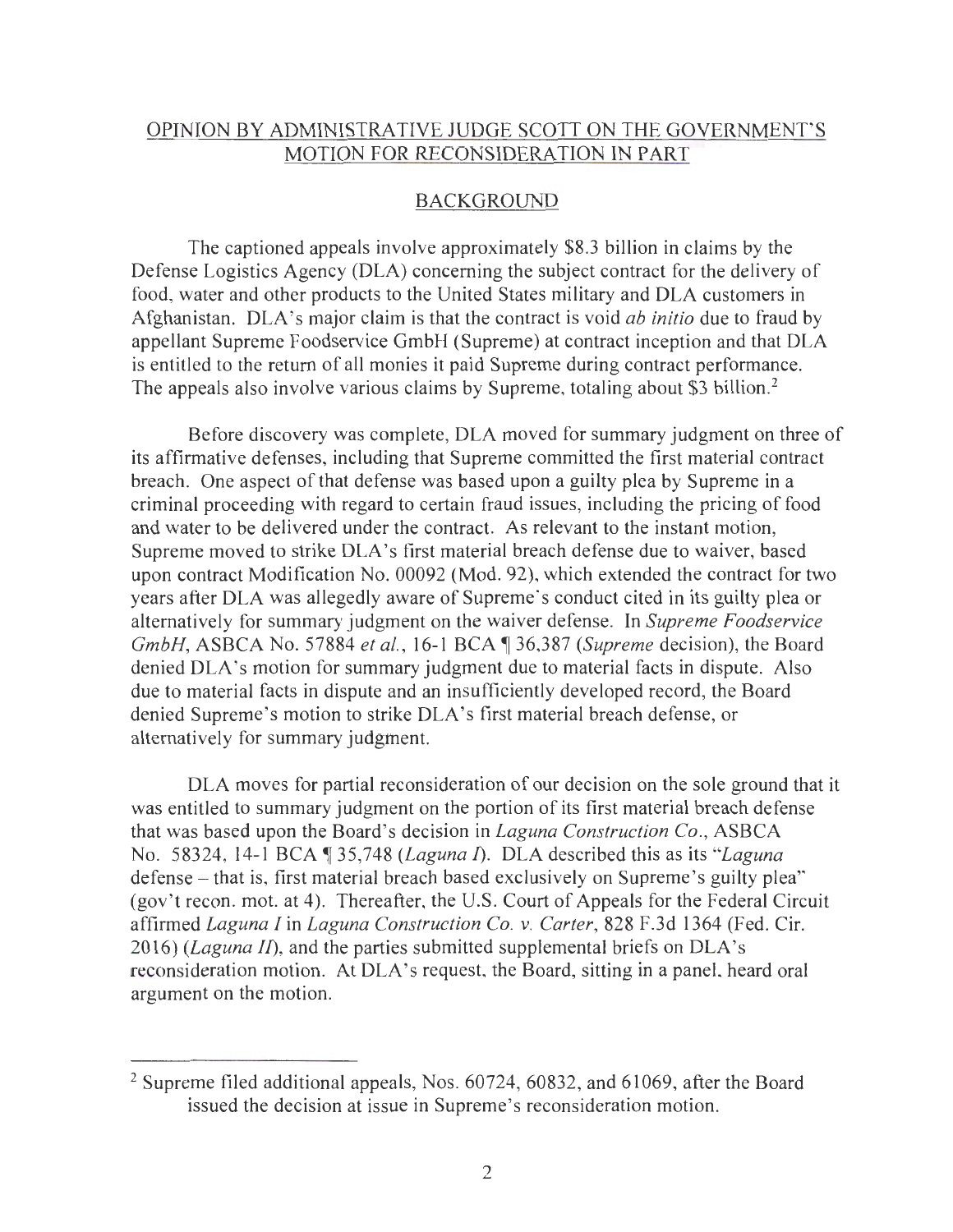## OPINION BY ADMINISTRATIVE JUDGE SCOTT ON THE GOVERNMENT'S MOTION FOR RECONSIDERATION IN PART

## BACKGROUND

The captioned appeals involve approximately \$8.3 billion in claims by the Defense Logistics Agency (DLA) concerning the subject contract for the delivery of food, water and other products to the United States military and DLA customers in Afghanistan. DLA's major claim is that the contract is void *ab initio* due to fraud by appellant Supreme Foodservice GmbH (Supreme) at contract inception and that DLA is entitled to the return of all monies it paid Supreme during contract performance. The appeals also involve various claims by Supreme, totaling about \$3 billion.[2]

Before discovery was complete, DLA moved for summary judgment on three of its affirmative defenses, including that Supreme committed the first material contract breach. One aspect of that defense was based upon a guilty plea by Supreme in a criminal proceeding with regard to certain fraud issues, including the pricing of food and water to be delivered under the contract. As relevant to the instant motion, Supreme moved to strike DLA's first material breach defense due to waiver, based upon contract Modification No. 00092 (Mod. 92), which extended the contract for two years after DLA was allegedly aware of Supreme's conduct cited in its guilty plea or alternatively for summary judgment on the waiver defense. In *Supreme Foodservice GmbH*, ASBCA No. 57884 *et al.*, 16-1 BCA ¶ 36,387 (*Supreme* decision), the Board denied DLA's motion for summary judgment due to material facts in dispute. Also due to material facts in dispute and an insufficiently developed record, the Board denied Supreme's motion to strike DLA's first material breach defense, or alternatively for summary judgment.

DLA moves for partial reconsideration of our decision on the sole ground that it was entitled to summary judgment on the portion of its first material breach defense that was based upon the Board's decision in *Laguna Construction Co.*, ASBCA No. 58324, 14-1 BCA ¶ 35,748 (*Laguna I*). DLA described this as its "*Laguna* defense – that is, first material breach based exclusively on Supreme's guilty plea" (gov't recon. mot. at 4). Thereafter, the U.S. Court of Appeals for the Federal Circuit affirmed *Laguna I* in *Laguna Construction Co. v. Carter*, 828 F.3d 1364 (Fed. Cir. 2016) (*Laguna II*), and the parties submitted supplemental briefs on DLA's reconsideration motion. At DLA's request, the Board, sitting in a panel, heard oral argument on the motion.

[2] Supreme filed additional appeals, Nos. 60724, 60832, and 61069, after the Board issued the decision at issue in Supreme's reconsideration motion.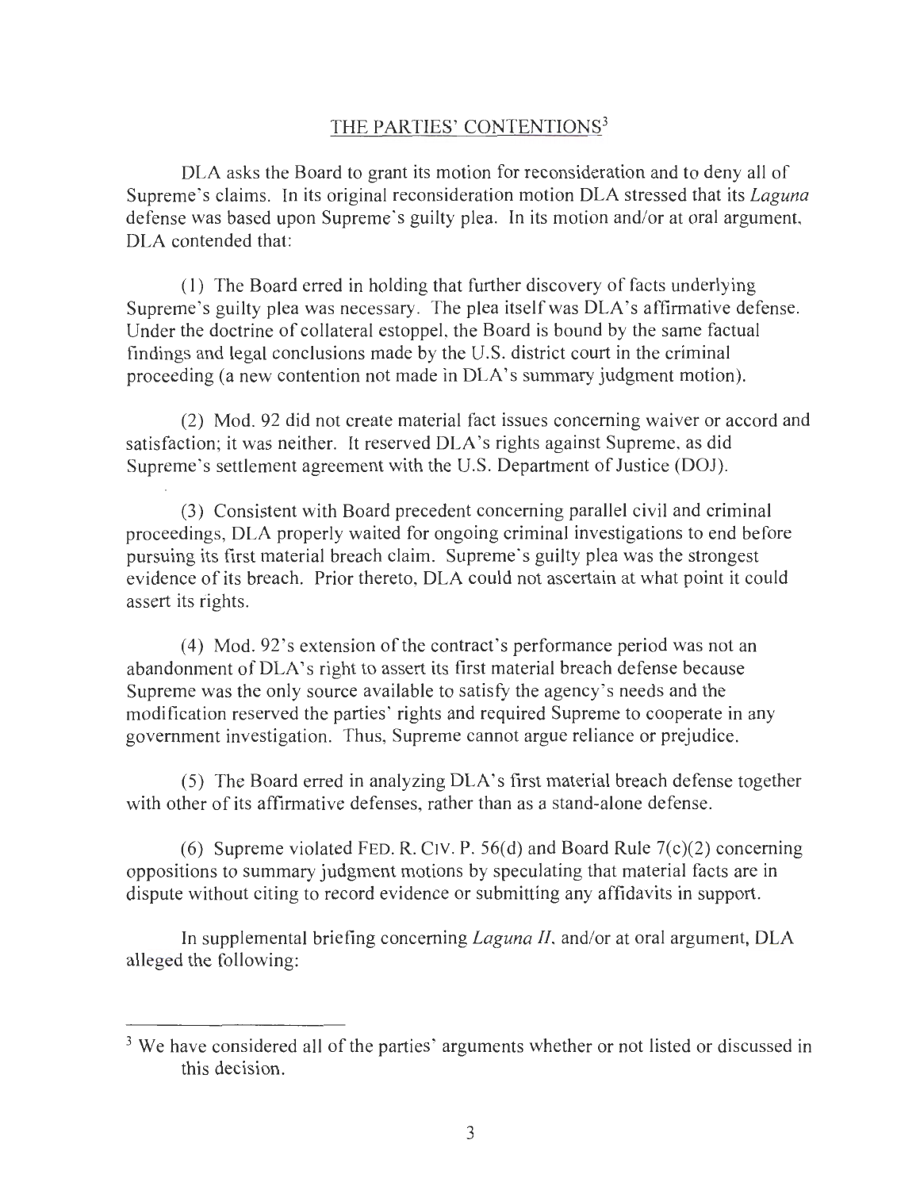## THE PARTIES' CONTENTIONS[3]

DLA asks the Board to grant its motion for reconsideration and to deny all of Supreme's claims. In its original reconsideration motion DLA stressed that its *Laguna* defense was based upon Supreme's guilty plea. In its motion and/or at oral argument, DLA contended that:

(1) The Board erred in holding that further discovery of facts underlying Supreme's guilty plea was necessary. The plea itself was DLA's affirmative defense. Under the doctrine of collateral estoppel, the Board is bound by the same factual findings and legal conclusions made by the U.S. district court in the criminal proceeding (a new contention not made in DLA's summary judgment motion).

(2) Mod. 92 did not create material fact issues concerning waiver or accord and satisfaction; it was neither. It reserved DLA's rights against Supreme, as did Supreme's settlement agreement with the U.S. Department of Justice (DOJ).

(3) Consistent with Board precedent concerning parallel civil and criminal proceedings, DLA properly waited for ongoing criminal investigations to end before pursuing its first material breach claim. Supreme's guilty plea was the strongest evidence of its breach. Prior thereto, DLA could not ascertain at what point it could assert its rights.

(4) Mod. 92's extension of the contract's performance period was not an abandonment of DLA's right to assert its first material breach defense because Supreme was the only source available to satisfy the agency's needs and the modification reserved the parties' rights and required Supreme to cooperate in any government investigation. Thus, Supreme cannot argue reliance or prejudice.

(5) The Board erred in analyzing DLA's first material breach defense together with other of its affirmative defenses, rather than as a stand-alone defense.

(6) Supreme violated FED. R. CIV. P. 56(d) and Board Rule 7(c)(2) concerning oppositions to summary judgment motions by speculating that material facts are in dispute without citing to record evidence or submitting any affidavits in support.

In supplemental briefing concerning *Laguna II*, and/or at oral argument, DLA alleged the following:

---

[3] We have considered all of the parties' arguments whether or not listed or discussed in this decision.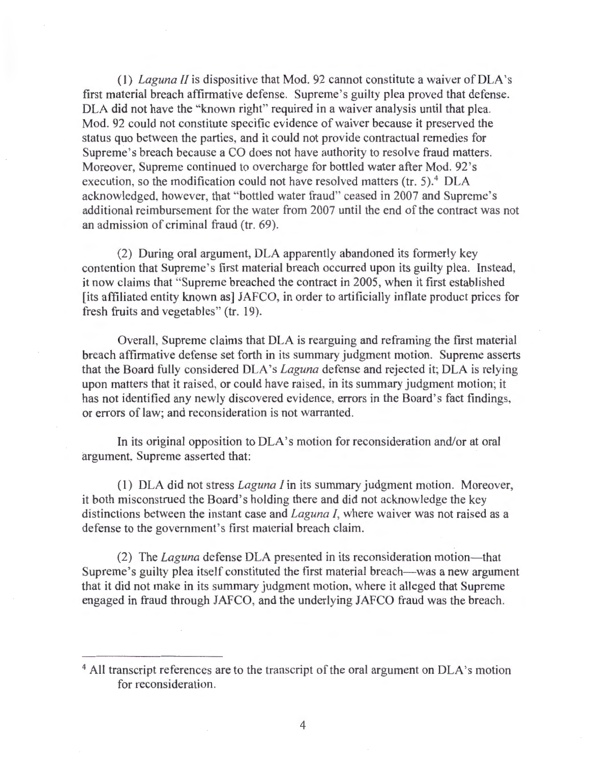(1) *Laguna II* is dispositive that Mod. 92 cannot constitute a waiver of DLA's first material breach affirmative defense. Supreme's guilty plea proved that defense. DLA did not have the "known right" required in a waiver analysis until that plea. Mod. 92 could not constitute specific evidence of waiver because it preserved the status quo between the parties, and it could not provide contractual remedies for Supreme's breach because a CO does not have authority to resolve fraud matters. Moreover, Supreme continued to overcharge for bottled water after Mod. 92's execution, so the modification could not have resolved matters (tr. 5).[4] DLA acknowledged, however, that "bottled water fraud" ceased in 2007 and Supreme's additional reimbursement for the water from 2007 until the end of the contract was not an admission of criminal fraud (tr. 69).

(2) During oral argument, DLA apparently abandoned its formerly key contention that Supreme's first material breach occurred upon its guilty plea. Instead, it now claims that "Supreme breached the contract in 2005, when it first established [its affiliated entity known as] JAFCO, in order to artificially inflate product prices for fresh fruits and vegetables" (tr. 19).

Overall, Supreme claims that DLA is rearguing and reframing the first material breach affirmative defense set forth in its summary judgment motion. Supreme asserts that the Board fully considered DLA's *Laguna* defense and rejected it; DLA is relying upon matters that it raised, or could have raised, in its summary judgment motion; it has not identified any newly discovered evidence, errors in the Board's fact findings, or errors of law; and reconsideration is not warranted.

In its original opposition to DLA's motion for reconsideration and/or at oral argument, Supreme asserted that:

(1) DLA did not stress *Laguna I* in its summary judgment motion. Moreover, it both misconstrued the Board's holding there and did not acknowledge the key distinctions between the instant case and *Laguna I*, where waiver was not raised as a defense to the government's first material breach claim.

(2) The *Laguna* defense DLA presented in its reconsideration motion—that Supreme's guilty plea itself constituted the first material breach—was a new argument that it did not make in its summary judgment motion, where it alleged that Supreme engaged in fraud through JAFCO, and the underlying JAFCO fraud was the breach.

---

[4] All transcript references are to the transcript of the oral argument on DLA's motion for reconsideration.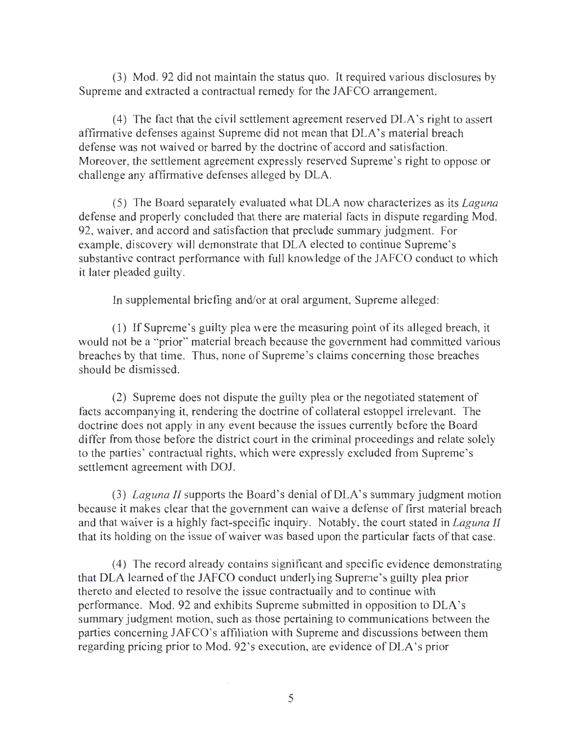(3) Mod. 92 did not maintain the status quo. It required various disclosures by Supreme and extracted a contractual remedy for the JAFCO arrangement.

(4) The fact that the civil settlement agreement reserved DLA's right to assert affirmative defenses against Supreme did not mean that DLA's material breach defense was not waived or barred by the doctrine of accord and satisfaction. Moreover, the settlement agreement expressly reserved Supreme's right to oppose or challenge any affirmative defenses alleged by DLA.

(5) The Board separately evaluated what DLA now characterizes as its *Laguna* defense and properly concluded that there are material facts in dispute regarding Mod. 92, waiver, and accord and satisfaction that preclude summary judgment. For example, discovery will demonstrate that DLA elected to continue Supreme's substantive contract performance with full knowledge of the JAFCO conduct to which it later pleaded guilty.

In supplemental briefing and/or at oral argument, Supreme alleged:

(1) If Supreme's guilty plea were the measuring point of its alleged breach, it would not be a "prior" material breach because the government had committed various breaches by that time. Thus, none of Supreme's claims concerning those breaches should be dismissed.

(2) Supreme does not dispute the guilty plea or the negotiated statement of facts accompanying it, rendering the doctrine of collateral estoppel irrelevant. The doctrine does not apply in any event because the issues currently before the Board differ from those before the district court in the criminal proceedings and relate solely to the parties' contractual rights, which were expressly excluded from Supreme's settlement agreement with DOJ.

(3) *Laguna II* supports the Board's denial of DLA's summary judgment motion because it makes clear that the government can waive a defense of first material breach and that waiver is a highly fact-specific inquiry. Notably, the court stated in *Laguna II* that its holding on the issue of waiver was based upon the particular facts of that case.

(4) The record already contains significant and specific evidence demonstrating that DLA learned of the JAFCO conduct underlying Supreme's guilty plea prior thereto and elected to resolve the issue contractually and to continue with performance. Mod. 92 and exhibits Supreme submitted in opposition to DLA's summary judgment motion, such as those pertaining to communications between the parties concerning JAFCO's affiliation with Supreme and discussions between them regarding pricing prior to Mod. 92's execution, are evidence of DLA's prior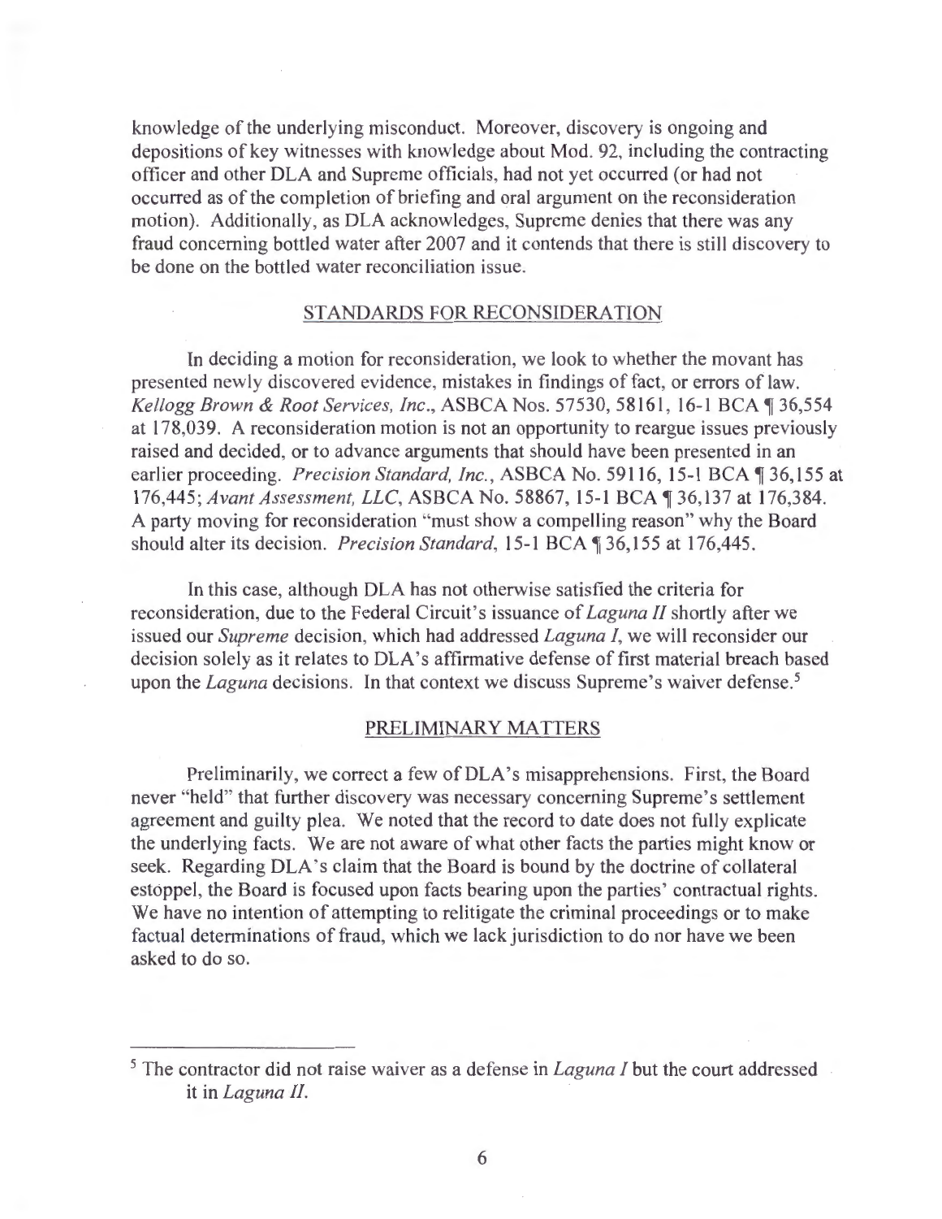knowledge of the underlying misconduct. Moreover, discovery is ongoing and depositions of key witnesses with knowledge about Mod. 92, including the contracting officer and other DLA and Supreme officials, had not yet occurred (or had not occurred as of the completion of briefing and oral argument on the reconsideration motion). Additionally, as DLA acknowledges, Supreme denies that there was any fraud concerning bottled water after 2007 and it contends that there is still discovery to be done on the bottled water reconciliation issue.

## STANDARDS FOR RECONSIDERATION

In deciding a motion for reconsideration, we look to whether the movant has presented newly discovered evidence, mistakes in findings of fact, or errors of law. *Kellogg Brown & Root Services, Inc.*, ASBCA Nos. 57530, 58161, 16-1 BCA ¶ 36,554 at 178,039. A reconsideration motion is not an opportunity to reargue issues previously raised and decided, or to advance arguments that should have been presented in an earlier proceeding. *Precision Standard, Inc.*, ASBCA No. 59116, 15-1 BCA ¶ 36,155 at 176,445; *Avant Assessment, LLC*, ASBCA No. 58867, 15-1 BCA ¶ 36,137 at 176,384. A party moving for reconsideration "must show a compelling reason" why the Board should alter its decision. *Precision Standard*, 15-1 BCA ¶ 36,155 at 176,445.

In this case, although DLA has not otherwise satisfied the criteria for reconsideration, due to the Federal Circuit's issuance of *Laguna II* shortly after we issued our *Supreme* decision, which had addressed *Laguna I*, we will reconsider our decision solely as it relates to DLA's affirmative defense of first material breach based upon the *Laguna* decisions. In that context we discuss Supreme's waiver defense.[5]

## PRELIMINARY MATTERS

Preliminarily, we correct a few of DLA's misapprehensions. First, the Board never "held" that further discovery was necessary concerning Supreme's settlement agreement and guilty plea. We noted that the record to date does not fully explicate the underlying facts. We are not aware of what other facts the parties might know or seek. Regarding DLA's claim that the Board is bound by the doctrine of collateral estoppel, the Board is focused upon facts bearing upon the parties' contractual rights. We have no intention of attempting to relitigate the criminal proceedings or to make factual determinations of fraud, which we lack jurisdiction to do nor have we been asked to do so.

---

[5] The contractor did not raise waiver as a defense in *Laguna I* but the court addressed it in *Laguna II*.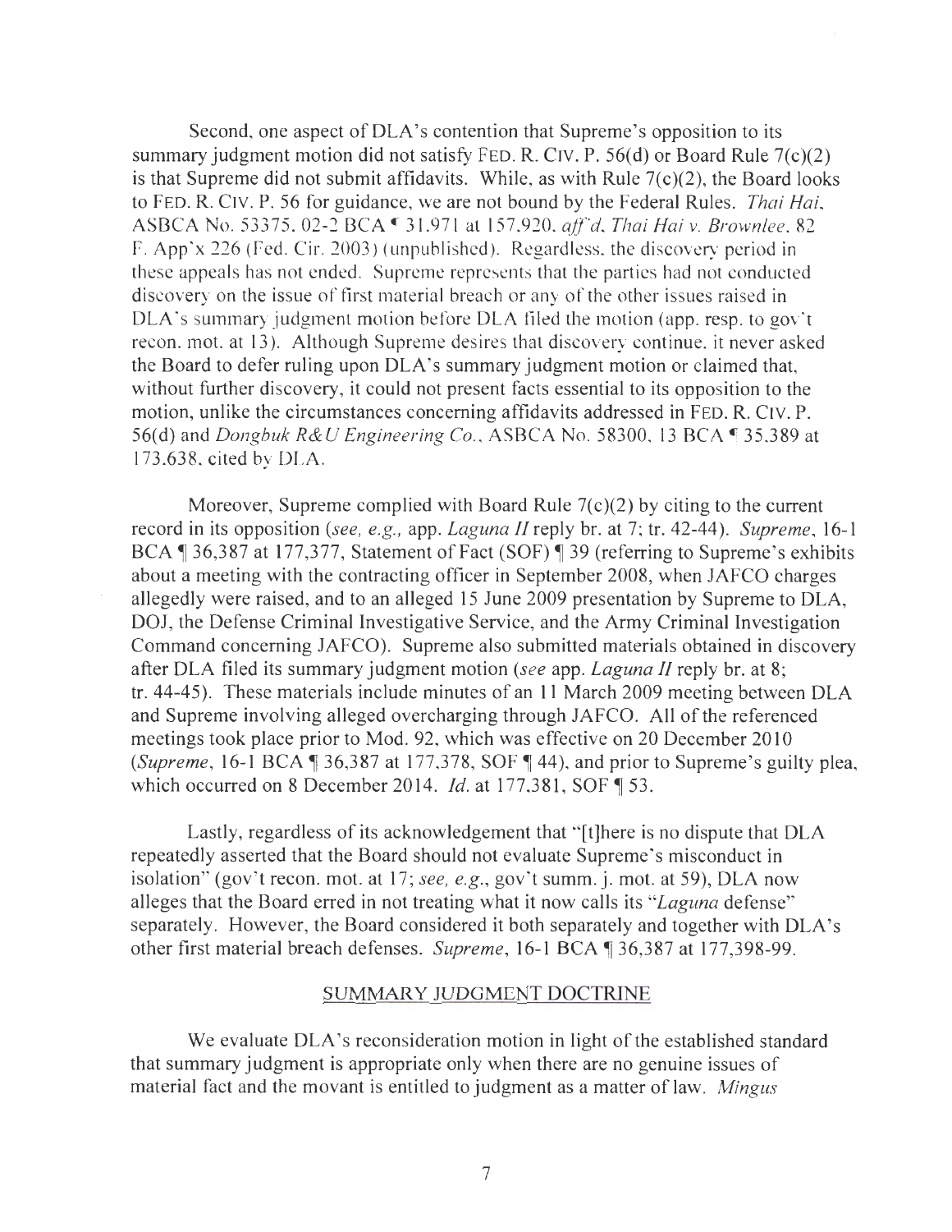Second, one aspect of DLA's contention that Supreme's opposition to its summary judgment motion did not satisfy FED. R. CIV. P. 56(d) or Board Rule 7(c)(2) is that Supreme did not submit affidavits. While, as with Rule 7(c)(2), the Board looks to FED. R. CIV. P. 56 for guidance, we are not bound by the Federal Rules. *Thai Hai*, ASBCA No. 53375, 02-2 BCA ¶ 31,971 at 157,920, *aff'd*, *Thai Hai v. Brownlee*, 82 F. App'x 226 (Fed. Cir. 2003) (unpublished). Regardless, the discovery period in these appeals has not ended. Supreme represents that the parties had not conducted discovery on the issue of first material breach or any of the other issues raised in DLA's summary judgment motion before DLA filed the motion (app. resp. to gov't recon. mot. at 13). Although Supreme desires that discovery continue, it never asked the Board to defer ruling upon DLA's summary judgment motion or claimed that, without further discovery, it could not present facts essential to its opposition to the motion, unlike the circumstances concerning affidavits addressed in FED. R. CIV. P. 56(d) and *Dongbuk R&U Engineering Co.*, ASBCA No. 58300, 13 BCA ¶ 35,389 at 173,638, cited by DLA.

Moreover, Supreme complied with Board Rule 7(c)(2) by citing to the current record in its opposition (*see, e.g.*, app. *Laguna II* reply br. at 7; tr. 42-44). *Supreme*, 16-1 BCA ¶ 36,387 at 177,377, Statement of Fact (SOF) ¶ 39 (referring to Supreme's exhibits about a meeting with the contracting officer in September 2008, when JAFCO charges allegedly were raised, and to an alleged 15 June 2009 presentation by Supreme to DLA, DOJ, the Defense Criminal Investigative Service, and the Army Criminal Investigation Command concerning JAFCO). Supreme also submitted materials obtained in discovery after DLA filed its summary judgment motion (*see* app. *Laguna II* reply br. at 8; tr. 44-45). These materials include minutes of an 11 March 2009 meeting between DLA and Supreme involving alleged overcharging through JAFCO. All of the referenced meetings took place prior to Mod. 92, which was effective on 20 December 2010 (*Supreme*, 16-1 BCA ¶ 36,387 at 177,378, SOF ¶ 44), and prior to Supreme's guilty plea, which occurred on 8 December 2014. *Id.* at 177,381, SOF ¶ 53.

Lastly, regardless of its acknowledgement that "[t]here is no dispute that DLA repeatedly asserted that the Board should not evaluate Supreme's misconduct in isolation" (gov't recon. mot. at 17; *see, e.g.*, gov't summ. j. mot. at 59), DLA now alleges that the Board erred in not treating what it now calls its "*Laguna* defense" separately. However, the Board considered it both separately and together with DLA's other first material breach defenses. *Supreme*, 16-1 BCA ¶ 36,387 at 177,398-99.

## SUMMARY JUDGMENT DOCTRINE

We evaluate DLA's reconsideration motion in light of the established standard that summary judgment is appropriate only when there are no genuine issues of material fact and the movant is entitled to judgment as a matter of law. *Mingus*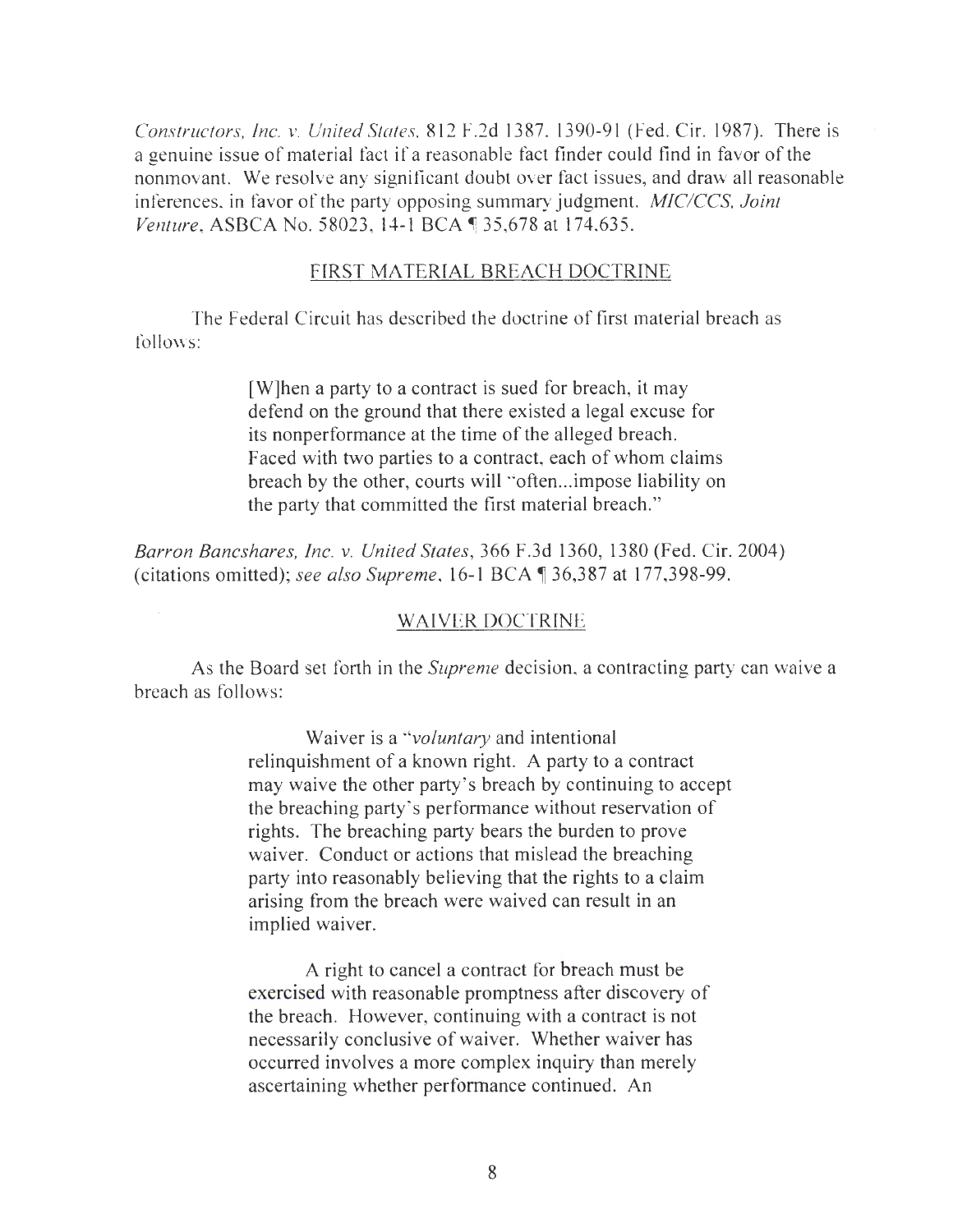*Constructors, Inc. v. United States*, 812 F.2d 1387, 1390-91 (Fed. Cir. 1987). There is a genuine issue of material fact if a reasonable fact finder could find in favor of the nonmovant. We resolve any significant doubt over fact issues, and draw all reasonable inferences, in favor of the party opposing summary judgment. *MIC/CCS, Joint Venture*, ASBCA No. 58023, 14-1 BCA ¶ 35,678 at 174,635.

## FIRST MATERIAL BREACH DOCTRINE

The Federal Circuit has described the doctrine of first material breach as follows:

> [W]hen a party to a contract is sued for breach, it may defend on the ground that there existed a legal excuse for its nonperformance at the time of the alleged breach. Faced with two parties to a contract, each of whom claims breach by the other, courts will "often...impose liability on the party that committed the first material breach."

*Barron Bancshares, Inc. v. United States*, 366 F.3d 1360, 1380 (Fed. Cir. 2004) (citations omitted); *see also Supreme*, 16-1 BCA ¶ 36,387 at 177,398-99.

## WAIVER DOCTRINE

As the Board set forth in the *Supreme* decision, a contracting party can waive a breach as follows:

> Waiver is a "*voluntary* and intentional relinquishment of a known right. A party to a contract may waive the other party's breach by continuing to accept the breaching party's performance without reservation of rights. The breaching party bears the burden to prove waiver. Conduct or actions that mislead the breaching party into reasonably believing that the rights to a claim arising from the breach were waived can result in an implied waiver.
>
> A right to cancel a contract for breach must be exercised with reasonable promptness after discovery of the breach. However, continuing with a contract is not necessarily conclusive of waiver. Whether waiver has occurred involves a more complex inquiry than merely ascertaining whether performance continued. An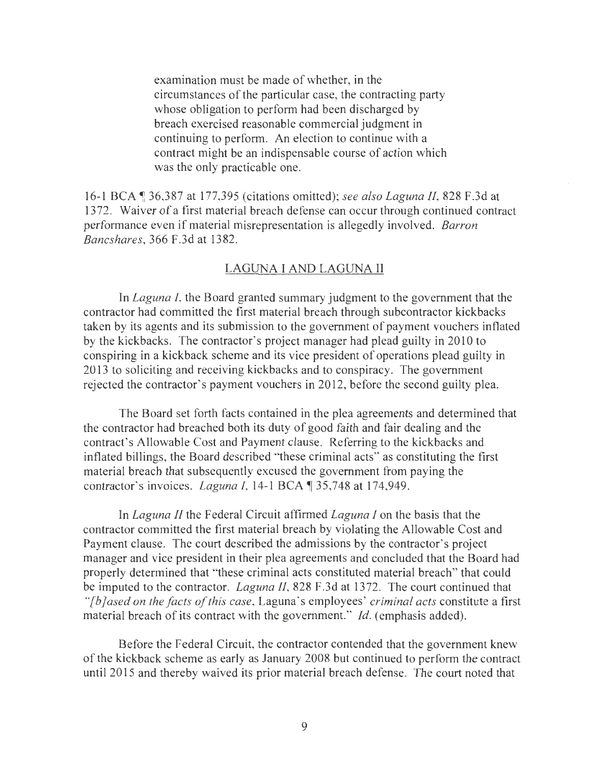> examination must be made of whether, in the circumstances of the particular case, the contracting party whose obligation to perform had been discharged by breach exercised reasonable commercial judgment in continuing to perform. An election to continue with a contract might be an indispensable course of action which was the only practicable one.

16-1 BCA ¶ 36,387 at 177,395 (citations omitted); *see also Laguna II*, 828 F.3d at 1372. Waiver of a first material breach defense can occur through continued contract performance even if material misrepresentation is allegedly involved. *Barron Bancshares*, 366 F.3d at 1382.

## LAGUNA I AND LAGUNA II

In *Laguna I*, the Board granted summary judgment to the government that the contractor had committed the first material breach through subcontractor kickbacks taken by its agents and its submission to the government of payment vouchers inflated by the kickbacks. The contractor's project manager had plead guilty in 2010 to conspiring in a kickback scheme and its vice president of operations plead guilty in 2013 to soliciting and receiving kickbacks and to conspiracy. The government rejected the contractor's payment vouchers in 2012, before the second guilty plea.

The Board set forth facts contained in the plea agreements and determined that the contractor had breached both its duty of good faith and fair dealing and the contract's Allowable Cost and Payment clause. Referring to the kickbacks and inflated billings, the Board described "these criminal acts" as constituting the first material breach that subsequently excused the government from paying the contractor's invoices. *Laguna I*, 14-1 BCA ¶ 35,748 at 174,949.

In *Laguna II* the Federal Circuit affirmed *Laguna I* on the basis that the contractor committed the first material breach by violating the Allowable Cost and Payment clause. The court described the admissions by the contractor's project manager and vice president in their plea agreements and concluded that the Board had properly determined that "these criminal acts constituted material breach" that could be imputed to the contractor. *Laguna II*, 828 F.3d at 1372. The court continued that "*[b]ased on the facts of this case*, Laguna's employees' *criminal acts* constitute a first material breach of its contract with the government." *Id.* (emphasis added).

Before the Federal Circuit, the contractor contended that the government knew of the kickback scheme as early as January 2008 but continued to perform the contract until 2015 and thereby waived its prior material breach defense. The court noted that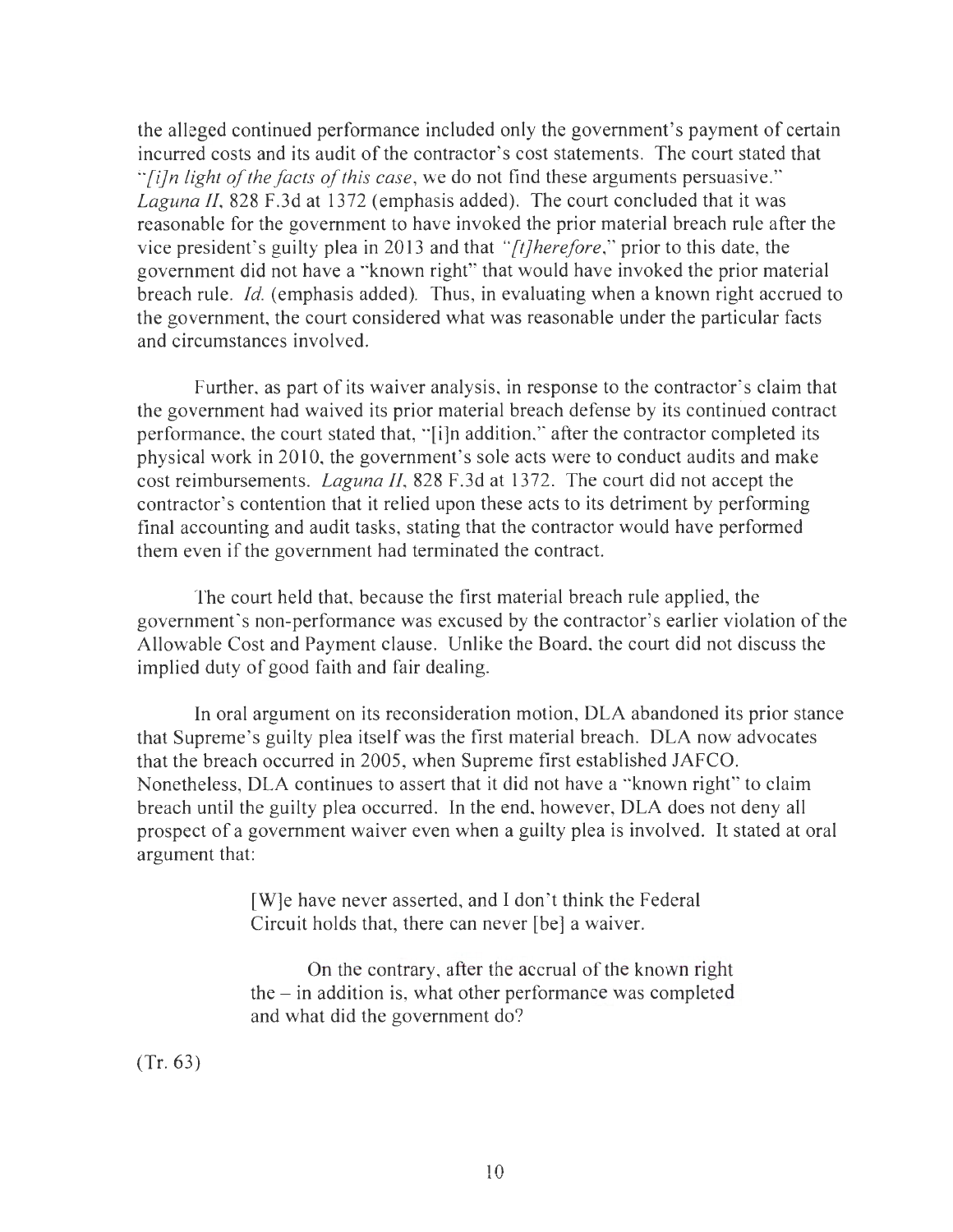the alleged continued performance included only the government's payment of certain incurred costs and its audit of the contractor's cost statements. The court stated that "*[i]n light of the facts of this case*, we do not find these arguments persuasive." *Laguna II*, 828 F.3d at 1372 (emphasis added). The court concluded that it was reasonable for the government to have invoked the prior material breach rule after the vice president's guilty plea in 2013 and that "*[t]herefore*," prior to this date, the government did not have a "known right" that would have invoked the prior material breach rule. *Id.* (emphasis added). Thus, in evaluating when a known right accrued to the government, the court considered what was reasonable under the particular facts and circumstances involved.

Further, as part of its waiver analysis, in response to the contractor's claim that the government had waived its prior material breach defense by its continued contract performance, the court stated that, "[i]n addition," after the contractor completed its physical work in 2010, the government's sole acts were to conduct audits and make cost reimbursements. *Laguna II*, 828 F.3d at 1372. The court did not accept the contractor's contention that it relied upon these acts to its detriment by performing final accounting and audit tasks, stating that the contractor would have performed them even if the government had terminated the contract.

The court held that, because the first material breach rule applied, the government's non-performance was excused by the contractor's earlier violation of the Allowable Cost and Payment clause. Unlike the Board, the court did not discuss the implied duty of good faith and fair dealing.

In oral argument on its reconsideration motion, DLA abandoned its prior stance that Supreme's guilty plea itself was the first material breach. DLA now advocates that the breach occurred in 2005, when Supreme first established JAFCO. Nonetheless, DLA continues to assert that it did not have a "known right" to claim breach until the guilty plea occurred. In the end, however, DLA does not deny all prospect of a government waiver even when a guilty plea is involved. It stated at oral argument that:

> [W]e have never asserted, and I don't think the Federal Circuit holds that, there can never [be] a waiver.
>
> On the contrary, after the accrual of the known right the – in addition is, what other performance was completed and what did the government do?

(Tr. 63)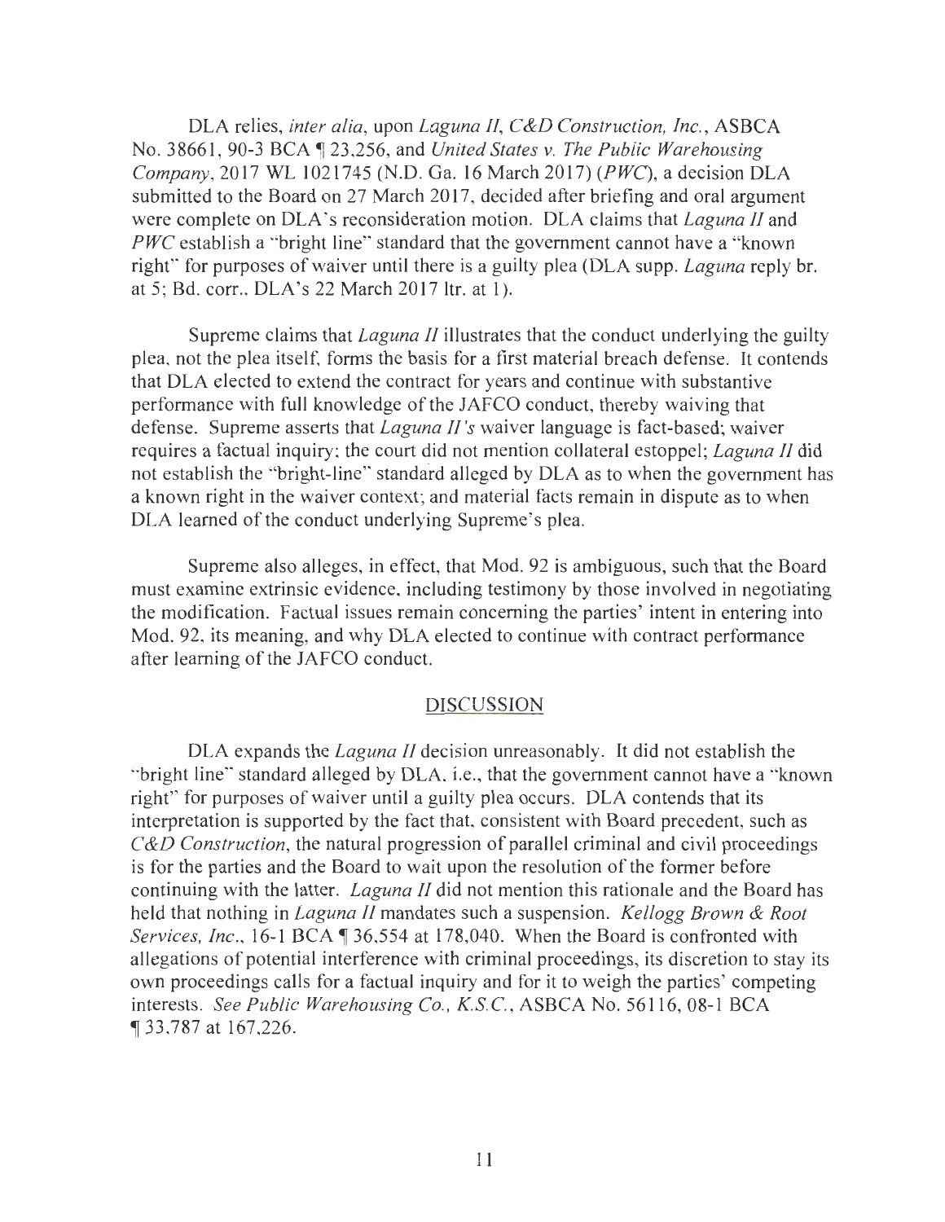DLA relies, *inter alia*, upon *Laguna II*, *C&D Construction, Inc.*, ASBCA No. 38661, 90-3 BCA ¶ 23,256, and *United States v. The Public Warehousing Company*, 2017 WL 1021745 (N.D. Ga. 16 March 2017) (*PWC*), a decision DLA submitted to the Board on 27 March 2017, decided after briefing and oral argument were complete on DLA's reconsideration motion. DLA claims that *Laguna II* and *PWC* establish a "bright line" standard that the government cannot have a "known right" for purposes of waiver until there is a guilty plea (DLA supp. *Laguna* reply br. at 5; Bd. corr., DLA's 22 March 2017 ltr. at 1).

Supreme claims that *Laguna II* illustrates that the conduct underlying the guilty plea, not the plea itself, forms the basis for a first material breach defense. It contends that DLA elected to extend the contract for years and continue with substantive performance with full knowledge of the JAFCO conduct, thereby waiving that defense. Supreme asserts that *Laguna II's* waiver language is fact-based; waiver requires a factual inquiry; the court did not mention collateral estoppel; *Laguna II* did not establish the "bright-line" standard alleged by DLA as to when the government has a known right in the waiver context; and material facts remain in dispute as to when DLA learned of the conduct underlying Supreme's plea.

Supreme also alleges, in effect, that Mod. 92 is ambiguous, such that the Board must examine extrinsic evidence, including testimony by those involved in negotiating the modification. Factual issues remain concerning the parties' intent in entering into Mod. 92, its meaning, and why DLA elected to continue with contract performance after learning of the JAFCO conduct.

## DISCUSSION

DLA expands the *Laguna II* decision unreasonably. It did not establish the "bright line" standard alleged by DLA, i.e., that the government cannot have a "known right" for purposes of waiver until a guilty plea occurs. DLA contends that its interpretation is supported by the fact that, consistent with Board precedent, such as *C&D Construction*, the natural progression of parallel criminal and civil proceedings is for the parties and the Board to wait upon the resolution of the former before continuing with the latter. *Laguna II* did not mention this rationale and the Board has held that nothing in *Laguna II* mandates such a suspension. *Kellogg Brown & Root Services, Inc.*, 16-1 BCA ¶ 36,554 at 178,040. When the Board is confronted with allegations of potential interference with criminal proceedings, its discretion to stay its own proceedings calls for a factual inquiry and for it to weigh the parties' competing interests. *See Public Warehousing Co., K.S.C.*, ASBCA No. 56116, 08-1 BCA ¶ 33,787 at 167,226.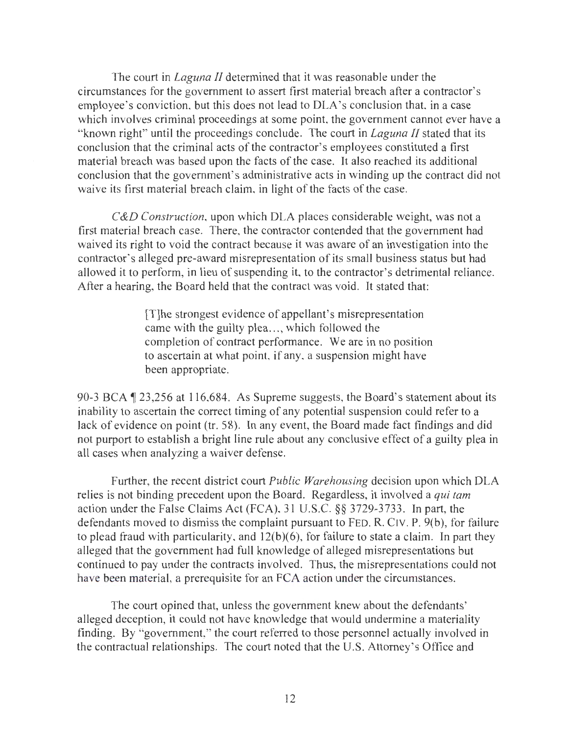The court in *Laguna II* determined that it was reasonable under the circumstances for the government to assert first material breach after a contractor's employee's conviction, but this does not lead to DLA's conclusion that, in a case which involves criminal proceedings at some point, the government cannot ever have a "known right" until the proceedings conclude. The court in *Laguna II* stated that its conclusion that the criminal acts of the contractor's employees constituted a first material breach was based upon the facts of the case. It also reached its additional conclusion that the government's administrative acts in winding up the contract did not waive its first material breach claim, in light of the facts of the case.

*C&D Construction*, upon which DLA places considerable weight, was not a first material breach case. There, the contractor contended that the government had waived its right to void the contract because it was aware of an investigation into the contractor's alleged pre-award misrepresentation of its small business status but had allowed it to perform, in lieu of suspending it, to the contractor's detrimental reliance. After a hearing, the Board held that the contract was void. It stated that:

> [T]he strongest evidence of appellant's misrepresentation came with the guilty plea..., which followed the completion of contract performance. We are in no position to ascertain at what point, if any, a suspension might have been appropriate.

90-3 BCA ¶ 23,256 at 116,684. As Supreme suggests, the Board's statement about its inability to ascertain the correct timing of any potential suspension could refer to a lack of evidence on point (tr. 58). In any event, the Board made fact findings and did not purport to establish a bright line rule about any conclusive effect of a guilty plea in all cases when analyzing a waiver defense.

Further, the recent district court *Public Warehousing* decision upon which DLA relies is not binding precedent upon the Board. Regardless, it involved a *qui tam* action under the False Claims Act (FCA), 31 U.S.C. §§ 3729-3733. In part, the defendants moved to dismiss the complaint pursuant to FED. R. CIV. P. 9(b), for failure to plead fraud with particularity, and 12(b)(6), for failure to state a claim. In part they alleged that the government had full knowledge of alleged misrepresentations but continued to pay under the contracts involved. Thus, the misrepresentations could not have been material, a prerequisite for an FCA action under the circumstances.

The court opined that, unless the government knew about the defendants' alleged deception, it could not have knowledge that would undermine a materiality finding. By "government," the court referred to those personnel actually involved in the contractual relationships. The court noted that the U.S. Attorney's Office and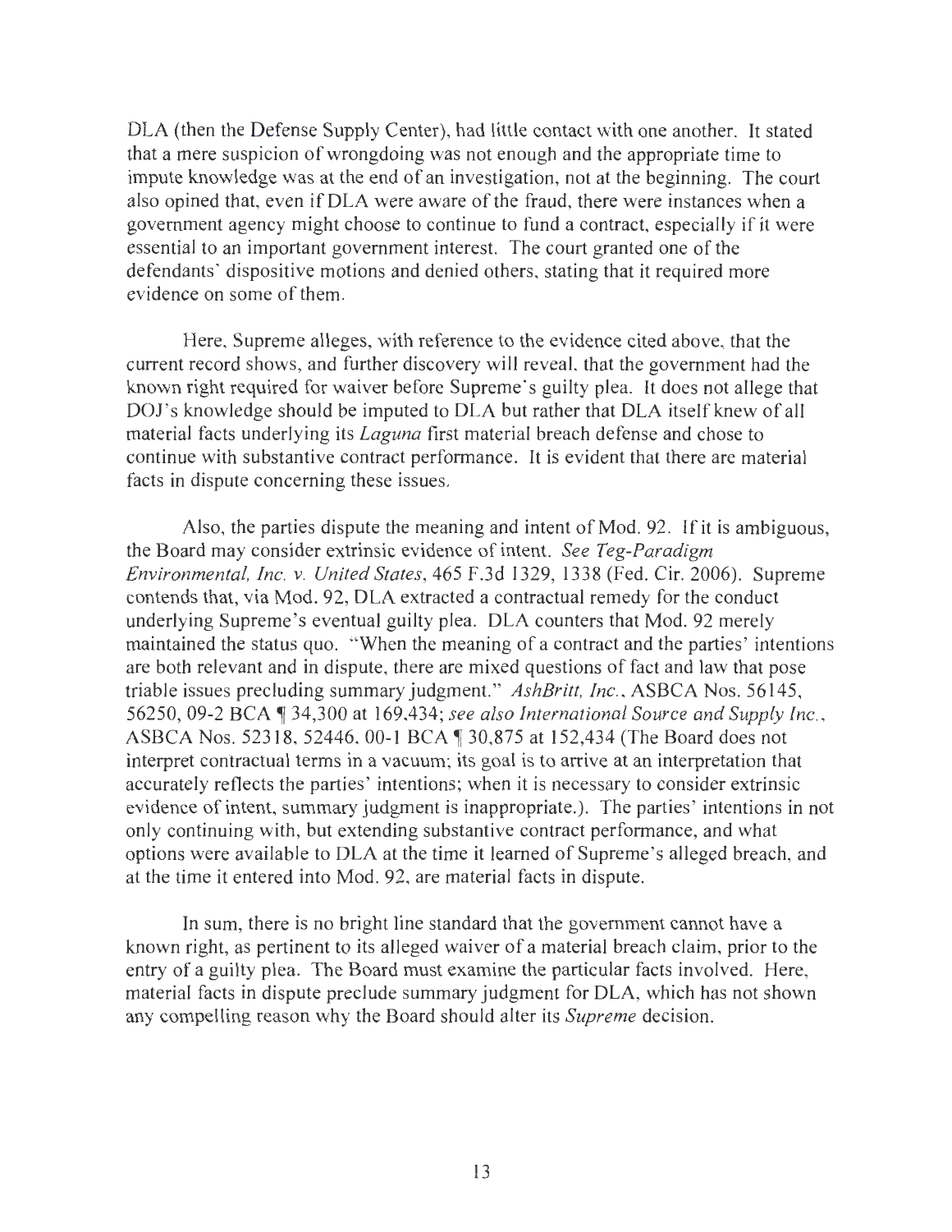DLA (then the Defense Supply Center), had little contact with one another. It stated that a mere suspicion of wrongdoing was not enough and the appropriate time to impute knowledge was at the end of an investigation, not at the beginning. The court also opined that, even if DLA were aware of the fraud, there were instances when a government agency might choose to continue to fund a contract, especially if it were essential to an important government interest. The court granted one of the defendants' dispositive motions and denied others, stating that it required more evidence on some of them.

Here, Supreme alleges, with reference to the evidence cited above, that the current record shows, and further discovery will reveal, that the government had the known right required for waiver before Supreme's guilty plea. It does not allege that DOJ's knowledge should be imputed to DLA but rather that DLA itself knew of all material facts underlying its *Laguna* first material breach defense and chose to continue with substantive contract performance. It is evident that there are material facts in dispute concerning these issues.

Also, the parties dispute the meaning and intent of Mod. 92. If it is ambiguous, the Board may consider extrinsic evidence of intent. *See Teg-Paradigm Environmental, Inc. v. United States*, 465 F.3d 1329, 1338 (Fed. Cir. 2006). Supreme contends that, via Mod. 92, DLA extracted a contractual remedy for the conduct underlying Supreme's eventual guilty plea. DLA counters that Mod. 92 merely maintained the status quo. "When the meaning of a contract and the parties' intentions are both relevant and in dispute, there are mixed questions of fact and law that pose triable issues precluding summary judgment." *AshBritt, Inc.*, ASBCA Nos. 56145, 56250, 09-2 BCA ¶ 34,300 at 169,434; *see also International Source and Supply Inc.*, ASBCA Nos. 52318, 52446, 00-1 BCA ¶ 30,875 at 152,434 (The Board does not interpret contractual terms in a vacuum; its goal is to arrive at an interpretation that accurately reflects the parties' intentions; when it is necessary to consider extrinsic evidence of intent, summary judgment is inappropriate.). The parties' intentions in not only continuing with, but extending substantive contract performance, and what options were available to DLA at the time it learned of Supreme's alleged breach, and at the time it entered into Mod. 92, are material facts in dispute.

In sum, there is no bright line standard that the government cannot have a known right, as pertinent to its alleged waiver of a material breach claim, prior to the entry of a guilty plea. The Board must examine the particular facts involved. Here, material facts in dispute preclude summary judgment for DLA, which has not shown any compelling reason why the Board should alter its *Supreme* decision.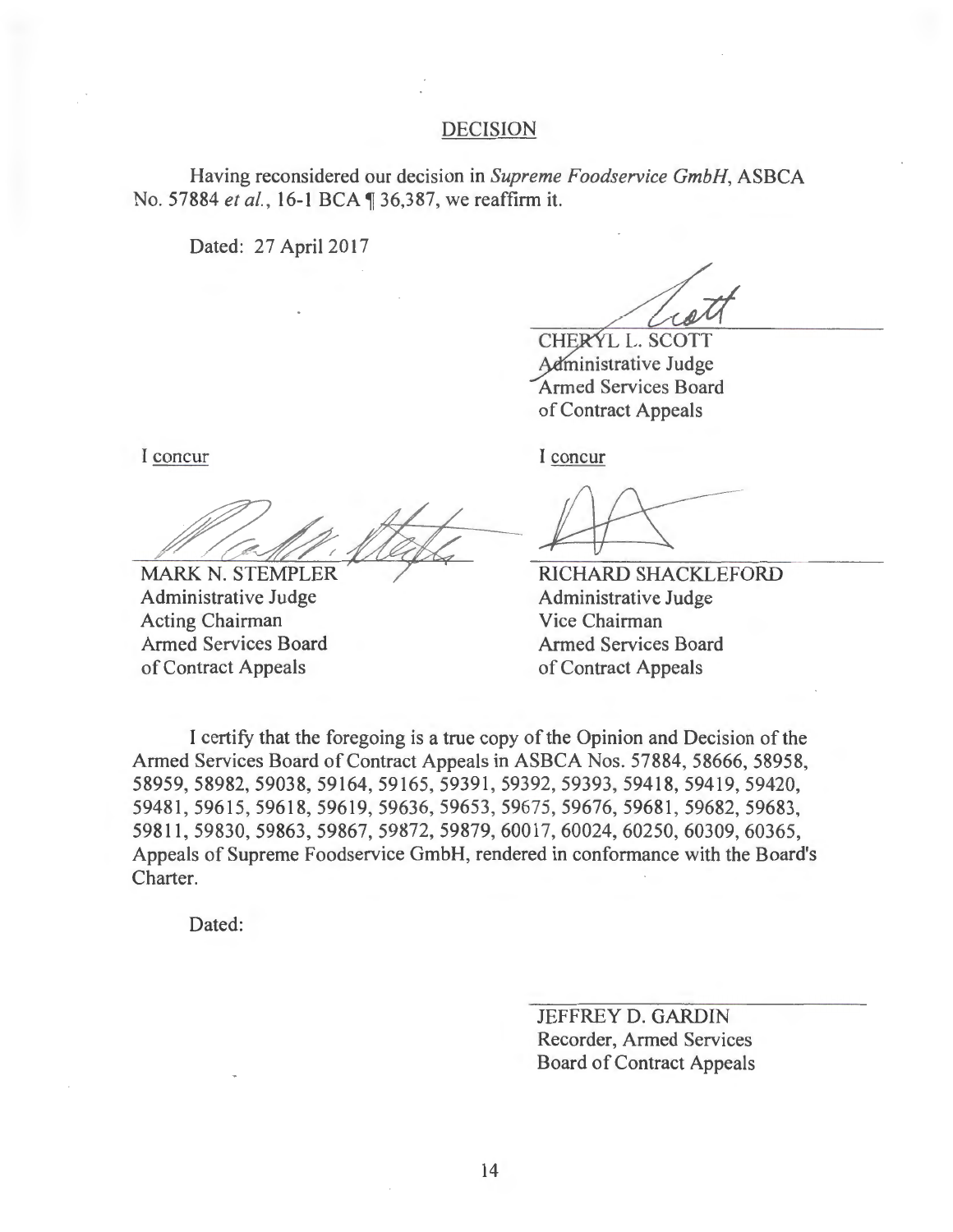## DECISION

Having reconsidered our decision in *Supreme Foodservice GmbH*, ASBCA No. 57884 *et al.*, 16-1 BCA ¶ 36,387, we reaffirm it.

Dated: 27 April 2017

CHERYL L. SCOTT
Administrative Judge
Armed Services Board
of Contract Appeals

I concur

MARK N. STEMPLER
Administrative Judge
Acting Chairman
Armed Services Board
of Contract Appeals

I concur

RICHARD SHACKLEFORD
Administrative Judge
Vice Chairman
Armed Services Board
of Contract Appeals

I certify that the foregoing is a true copy of the Opinion and Decision of the Armed Services Board of Contract Appeals in ASBCA Nos. 57884, 58666, 58958, 58959, 58982, 59038, 59164, 59165, 59391, 59392, 59393, 59418, 59419, 59420, 59481, 59615, 59618, 59619, 59636, 59653, 59675, 59676, 59681, 59682, 59683, 59811, 59830, 59863, 59867, 59872, 59879, 60017, 60024, 60250, 60309, 60365, Appeals of Supreme Foodservice GmbH, rendered in conformance with the Board's Charter.

Dated:

JEFFREY D. GARDIN
Recorder, Armed Services
Board of Contract Appeals